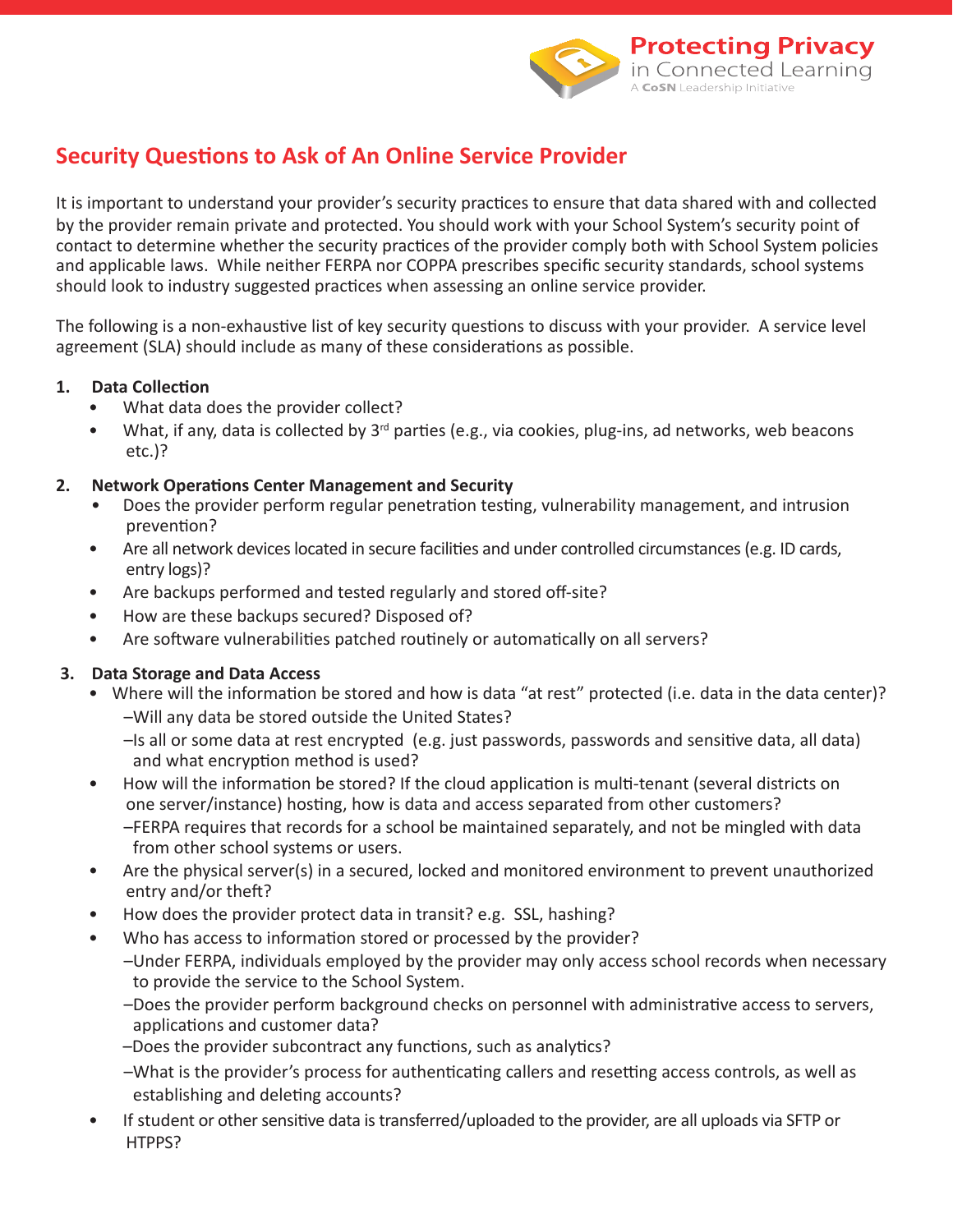Protecting Privacy in Connected Learning
A CoSN Leadership Initiative

# Security Questions to Ask of An Online Service Provider

It is important to understand your provider's security practices to ensure that data shared with and collected by the provider remain private and protected. You should work with your School System's security point of contact to determine whether the security practices of the provider comply both with School System policies and applicable laws. While neither FERPA nor COPPA prescribes specific security standards, school systems should look to industry suggested practices when assessing an online service provider.

The following is a non-exhaustive list of key security questions to discuss with your provider. A service level agreement (SLA) should include as many of these considerations as possible.

1. **Data Collection**
   - What data does the provider collect?
   - What, if any, data is collected by 3rd parties (e.g., via cookies, plug-ins, ad networks, web beacons etc.)?

2. **Network Operations Center Management and Security**
   - Does the provider perform regular penetration testing, vulnerability management, and intrusion prevention?
   - Are all network devices located in secure facilities and under controlled circumstances (e.g. ID cards, entry logs)?
   - Are backups performed and tested regularly and stored off-site?
   - How are these backups secured? Disposed of?
   - Are software vulnerabilities patched routinely or automatically on all servers?

3. **Data Storage and Data Access**
   - Where will the information be stored and how is data "at rest" protected (i.e. data in the data center)?
     - –Will any data be stored outside the United States?
     - –Is all or some data at rest encrypted (e.g. just passwords, passwords and sensitive data, all data) and what encryption method is used?
   - How will the information be stored? If the cloud application is multi-tenant (several districts on one server/instance) hosting, how is data and access separated from other customers?
     - –FERPA requires that records for a school be maintained separately, and not be mingled with data from other school systems or users.
   - Are the physical server(s) in a secured, locked and monitored environment to prevent unauthorized entry and/or theft?
   - How does the provider protect data in transit? e.g. SSL, hashing?
   - Who has access to information stored or processed by the provider?
     - –Under FERPA, individuals employed by the provider may only access school records when necessary to provide the service to the School System.
     - –Does the provider perform background checks on personnel with administrative access to servers, applications and customer data?
     - –Does the provider subcontract any functions, such as analytics?
     - –What is the provider's process for authenticating callers and resetting access controls, as well as establishing and deleting accounts?
   - If student or other sensitive data is transferred/uploaded to the provider, are all uploads via SFTP or HTPPS?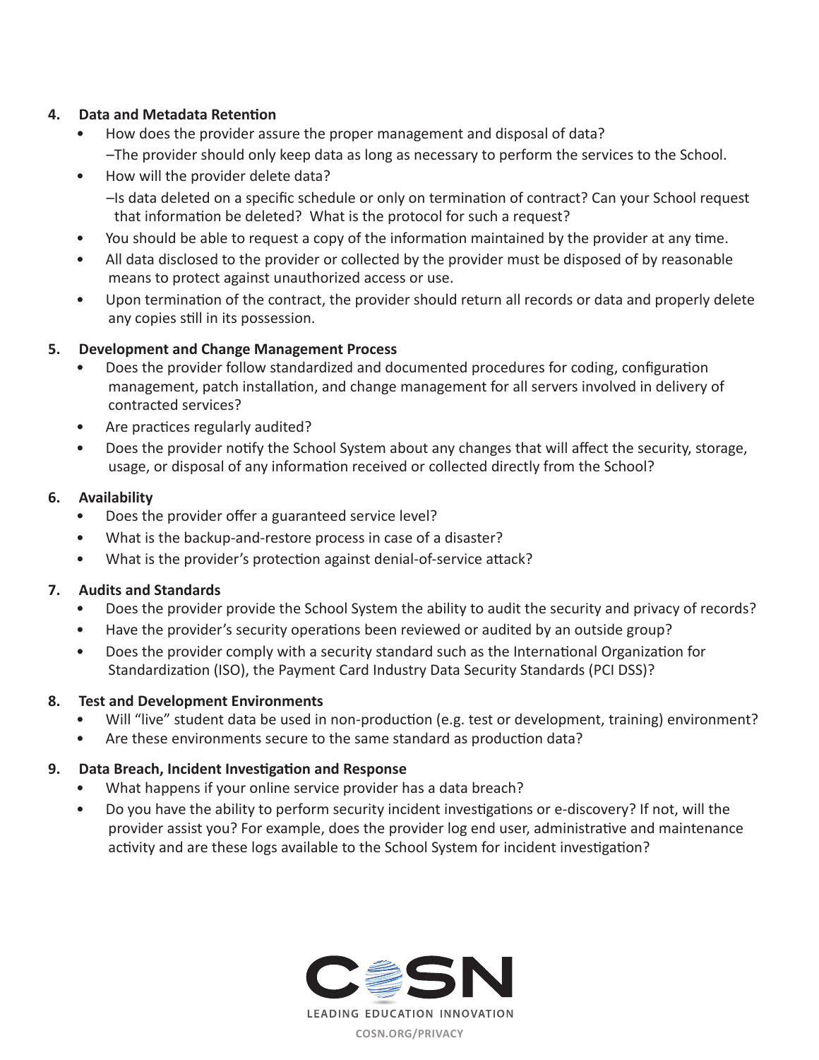4. **Data and Metadata Retention**
    - How does the provider assure the proper management and disposal of data?
      –The provider should only keep data as long as necessary to perform the services to the School.
    - How will the provider delete data?
      –Is data deleted on a specific schedule or only on termination of contract? Can your School request that information be deleted? What is the protocol for such a request?
    - You should be able to request a copy of the information maintained by the provider at any time.
    - All data disclosed to the provider or collected by the provider must be disposed of by reasonable means to protect against unauthorized access or use.
    - Upon termination of the contract, the provider should return all records or data and properly delete any copies still in its possession.

5. **Development and Change Management Process**
    - Does the provider follow standardized and documented procedures for coding, configuration management, patch installation, and change management for all servers involved in delivery of contracted services?
    - Are practices regularly audited?
    - Does the provider notify the School System about any changes that will affect the security, storage, usage, or disposal of any information received or collected directly from the School?

6. **Availability**
    - Does the provider offer a guaranteed service level?
    - What is the backup-and-restore process in case of a disaster?
    - What is the provider's protection against denial-of-service attack?

7. **Audits and Standards**
    - Does the provider provide the School System the ability to audit the security and privacy of records?
    - Have the provider's security operations been reviewed or audited by an outside group?
    - Does the provider comply with a security standard such as the International Organization for Standardization (ISO), the Payment Card Industry Data Security Standards (PCI DSS)?

8. **Test and Development Environments**
    - Will "live" student data be used in non-production (e.g. test or development, training) environment?
    - Are these environments secure to the same standard as production data?

9. **Data Breach, Incident Investigation and Response**
    - What happens if your online service provider has a data breach?
    - Do you have the ability to perform security incident investigations or e-discovery? If not, will the provider assist you? For example, does the provider log end user, administrative and maintenance activity and are these logs available to the School System for incident investigation?

COSN

LEADING EDUCATION INNOVATION

COSN.ORG/PRIVACY